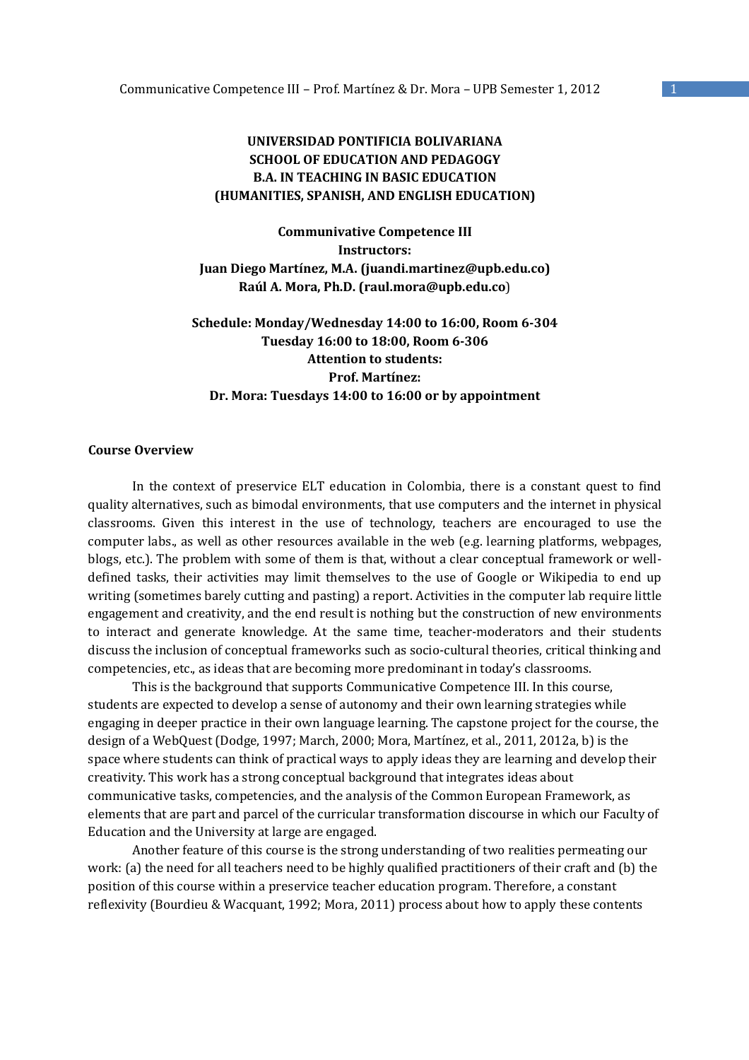**UNIVERSIDAD PONTIFICIA BOLIVARIANA**
**SCHOOL OF EDUCATION AND PEDAGOGY**
**B.A. IN TEACHING IN BASIC EDUCATION**
**(HUMANITIES, SPANISH, AND ENGLISH EDUCATION)**

**Communivative Competence III**
**Instructors:**
**Juan Diego Martínez, M.A. (juandi.martinez@upb.edu.co)**
**Raúl A. Mora, Ph.D. (raul.mora@upb.edu.co)**

**Schedule: Monday/Wednesday 14:00 to 16:00, Room 6-304**
**Tuesday 16:00 to 18:00, Room 6-306**
**Attention to students:**
**Prof. Martínez:**
**Dr. Mora: Tuesdays 14:00 to 16:00 or by appointment**

## Course Overview

In the context of preservice ELT education in Colombia, there is a constant quest to find quality alternatives, such as bimodal environments, that use computers and the internet in physical classrooms. Given this interest in the use of technology, teachers are encouraged to use the computer labs., as well as other resources available in the web (e.g. learning platforms, webpages, blogs, etc.). The problem with some of them is that, without a clear conceptual framework or well-defined tasks, their activities may limit themselves to the use of Google or Wikipedia to end up writing (sometimes barely cutting and pasting) a report. Activities in the computer lab require little engagement and creativity, and the end result is nothing but the construction of new environments to interact and generate knowledge. At the same time, teacher-moderators and their students discuss the inclusion of conceptual frameworks such as socio-cultural theories, critical thinking and competencies, etc., as ideas that are becoming more predominant in today's classrooms.

This is the background that supports Communicative Competence III. In this course, students are expected to develop a sense of autonomy and their own learning strategies while engaging in deeper practice in their own language learning. The capstone project for the course, the design of a WebQuest (Dodge, 1997; March, 2000; Mora, Martínez, et al., 2011, 2012a, b) is the space where students can think of practical ways to apply ideas they are learning and develop their creativity. This work has a strong conceptual background that integrates ideas about communicative tasks, competencies, and the analysis of the Common European Framework, as elements that are part and parcel of the curricular transformation discourse in which our Faculty of Education and the University at large are engaged.

Another feature of this course is the strong understanding of two realities permeating our work: (a) the need for all teachers need to be highly qualified practitioners of their craft and (b) the position of this course within a preservice teacher education program. Therefore, a constant reflexivity (Bourdieu & Wacquant, 1992; Mora, 2011) process about how to apply these contents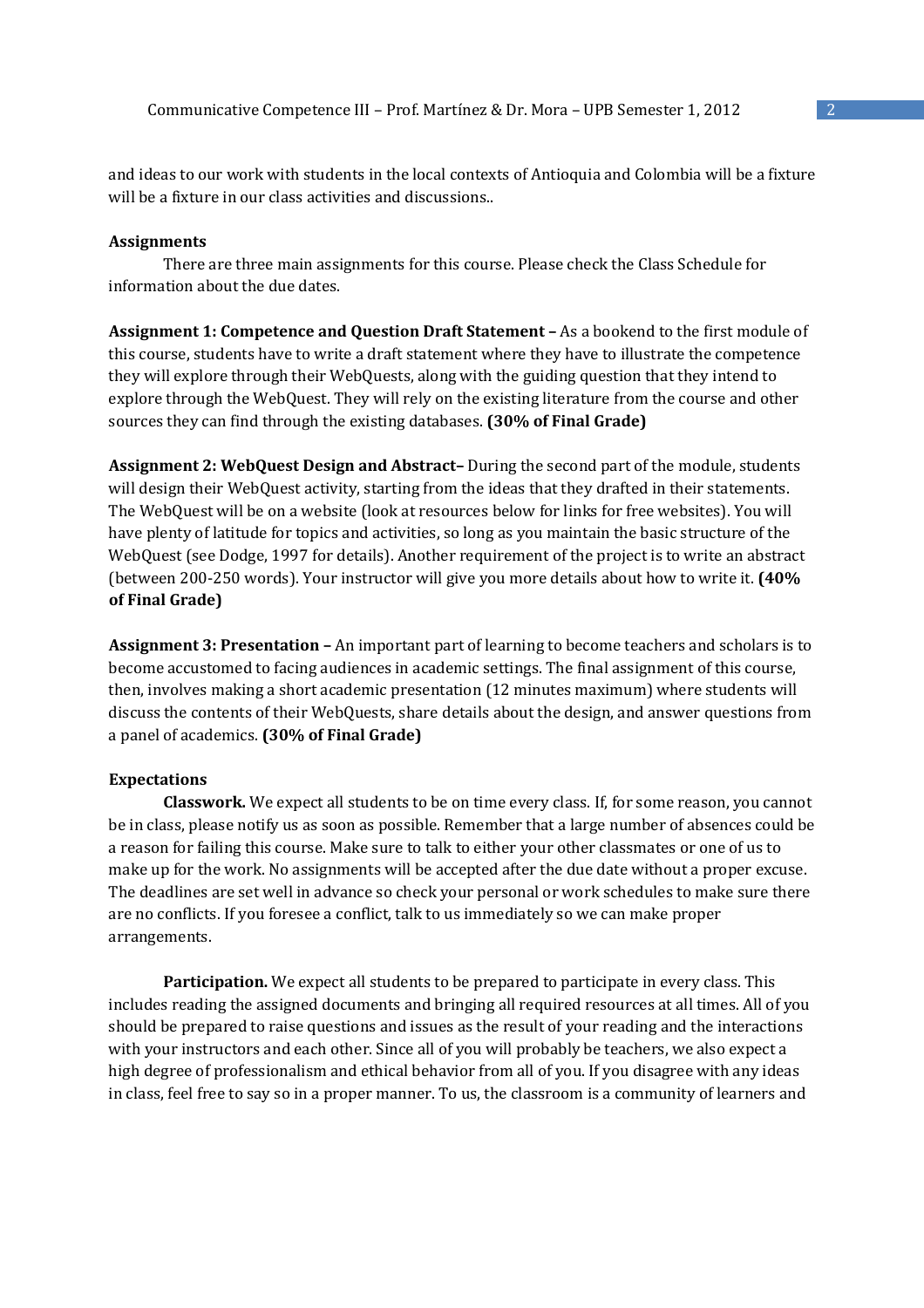and ideas to our work with students in the local contexts of Antioquia and Colombia will be a fixture will be a fixture in our class activities and discussions..

**Assignments**

There are three main assignments for this course. Please check the Class Schedule for information about the due dates.

**Assignment 1: Competence and Question Draft Statement –** As a bookend to the first module of this course, students have to write a draft statement where they have to illustrate the competence they will explore through their WebQuests, along with the guiding question that they intend to explore through the WebQuest. They will rely on the existing literature from the course and other sources they can find through the existing databases. **(30% of Final Grade)**

**Assignment 2: WebQuest Design and Abstract–** During the second part of the module, students will design their WebQuest activity, starting from the ideas that they drafted in their statements. The WebQuest will be on a website (look at resources below for links for free websites). You will have plenty of latitude for topics and activities, so long as you maintain the basic structure of the WebQuest (see Dodge, 1997 for details). Another requirement of the project is to write an abstract (between 200-250 words). Your instructor will give you more details about how to write it. **(40% of Final Grade)**

**Assignment 3: Presentation –** An important part of learning to become teachers and scholars is to become accustomed to facing audiences in academic settings. The final assignment of this course, then, involves making a short academic presentation (12 minutes maximum) where students will discuss the contents of their WebQuests, share details about the design, and answer questions from a panel of academics. **(30% of Final Grade)**

**Expectations**

**Classwork.** We expect all students to be on time every class. If, for some reason, you cannot be in class, please notify us as soon as possible. Remember that a large number of absences could be a reason for failing this course. Make sure to talk to either your other classmates or one of us to make up for the work. No assignments will be accepted after the due date without a proper excuse. The deadlines are set well in advance so check your personal or work schedules to make sure there are no conflicts. If you foresee a conflict, talk to us immediately so we can make proper arrangements.

**Participation.** We expect all students to be prepared to participate in every class. This includes reading the assigned documents and bringing all required resources at all times. All of you should be prepared to raise questions and issues as the result of your reading and the interactions with your instructors and each other. Since all of you will probably be teachers, we also expect a high degree of professionalism and ethical behavior from all of you. If you disagree with any ideas in class, feel free to say so in a proper manner. To us, the classroom is a community of learners and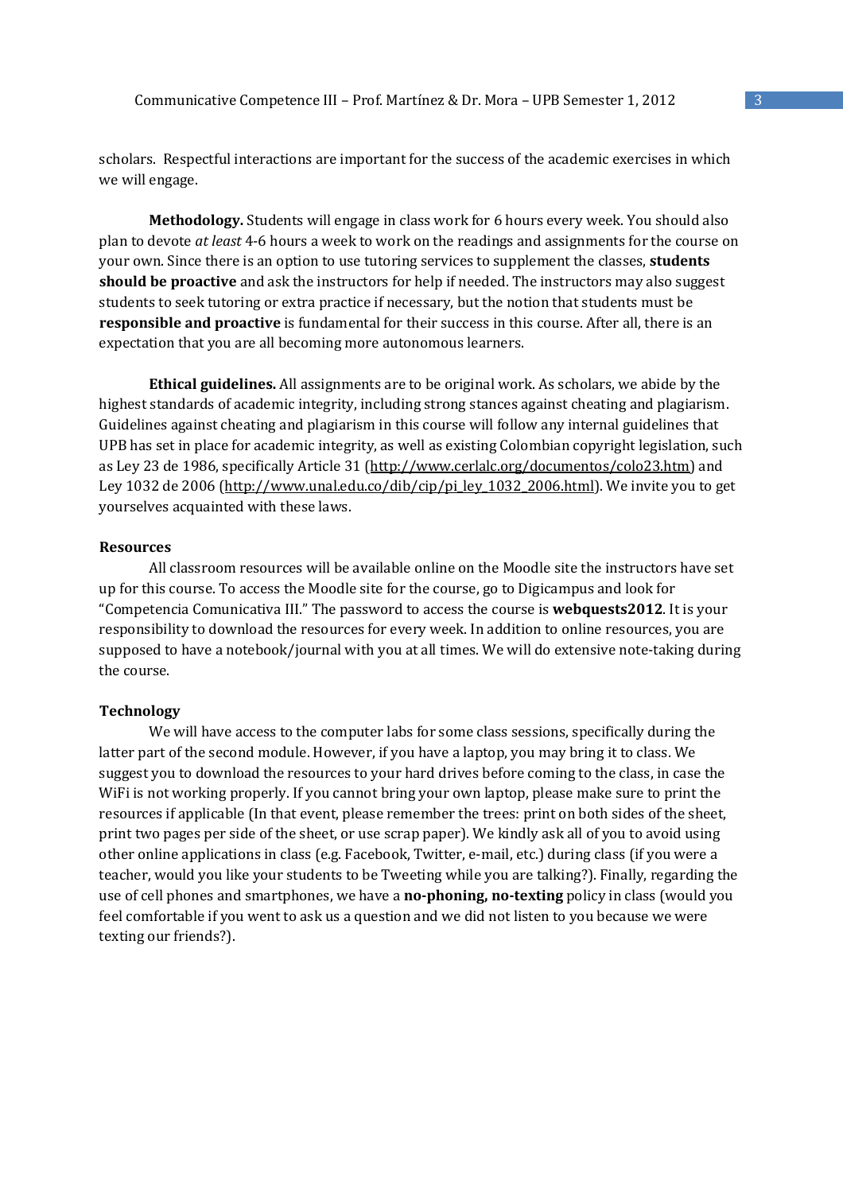scholars. Respectful interactions are important for the success of the academic exercises in which we will engage.

**Methodology.** Students will engage in class work for 6 hours every week. You should also plan to devote *at least* 4-6 hours a week to work on the readings and assignments for the course on your own. Since there is an option to use tutoring services to supplement the classes, **students should be proactive** and ask the instructors for help if needed. The instructors may also suggest students to seek tutoring or extra practice if necessary, but the notion that students must be **responsible and proactive** is fundamental for their success in this course. After all, there is an expectation that you are all becoming more autonomous learners.

**Ethical guidelines.** All assignments are to be original work. As scholars, we abide by the highest standards of academic integrity, including strong stances against cheating and plagiarism. Guidelines against cheating and plagiarism in this course will follow any internal guidelines that UPB has set in place for academic integrity, as well as existing Colombian copyright legislation, such as Ley 23 de 1986, specifically Article 31 (http://www.cerlalc.org/documentos/colo23.htm) and Ley 1032 de 2006 (http://www.unal.edu.co/dib/cip/pi_ley_1032_2006.html). We invite you to get yourselves acquainted with these laws.

### Resources

All classroom resources will be available online on the Moodle site the instructors have set up for this course. To access the Moodle site for the course, go to Digicampus and look for "Competencia Comunicativa III." The password to access the course is **webquests2012**. It is your responsibility to download the resources for every week. In addition to online resources, you are supposed to have a notebook/journal with you at all times. We will do extensive note-taking during the course.

### Technology

We will have access to the computer labs for some class sessions, specifically during the latter part of the second module. However, if you have a laptop, you may bring it to class. We suggest you to download the resources to your hard drives before coming to the class, in case the WiFi is not working properly. If you cannot bring your own laptop, please make sure to print the resources if applicable (In that event, please remember the trees: print on both sides of the sheet, print two pages per side of the sheet, or use scrap paper). We kindly ask all of you to avoid using other online applications in class (e.g. Facebook, Twitter, e-mail, etc.) during class (if you were a teacher, would you like your students to be Tweeting while you are talking?). Finally, regarding the use of cell phones and smartphones, we have a **no-phoning, no-texting** policy in class (would you feel comfortable if you went to ask us a question and we did not listen to you because we were texting our friends?).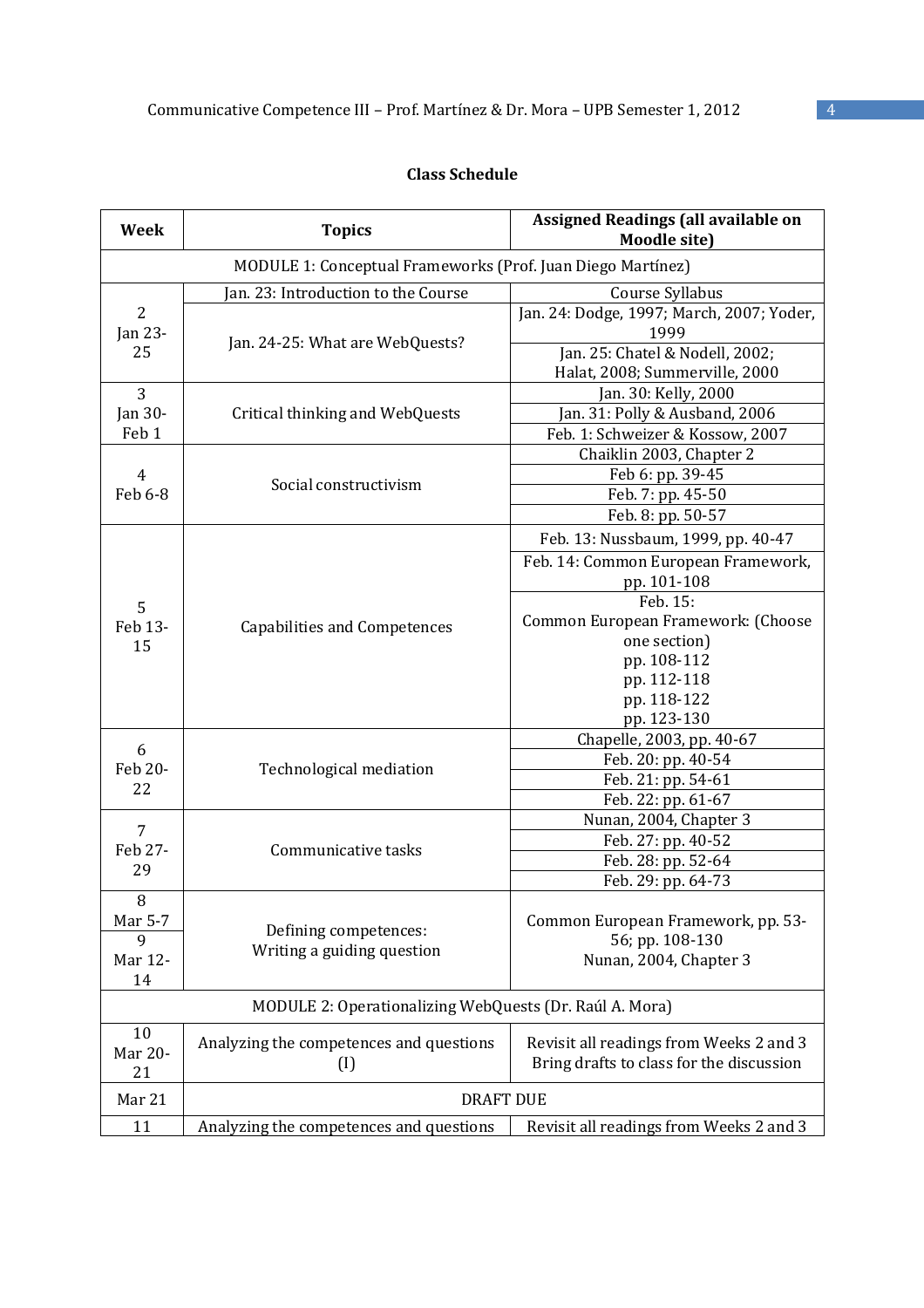**Class Schedule**

| Week | Topics | Assigned Readings (all available on Moodle site) |
|---|---|---|
| MODULE 1: Conceptual Frameworks (Prof. Juan Diego Martínez) | | |
| 2 Jan 23-25 | Jan. 23: Introduction to the Course | Course Syllabus |
| | Jan. 24-25: What are WebQuests? | Jan. 24: Dodge, 1997; March, 2007; Yoder, 1999 |
| | | Jan. 25: Chatel & Nodell, 2002; Halat, 2008; Summerville, 2000 |
| 3 Jan 30-Feb 1 | Critical thinking and WebQuests | Jan. 30: Kelly, 2000 |
| | | Jan. 31: Polly & Ausband, 2006 |
| | | Feb. 1: Schweizer & Kossow, 2007 |
| 4 Feb 6-8 | Social constructivism | Chaiklin 2003, Chapter 2 |
| | | Feb 6: pp. 39-45 |
| | | Feb. 7: pp. 45-50 |
| | | Feb. 8: pp. 50-57 |
| 5 Feb 13-15 | Capabilities and Competences | Feb. 13: Nussbaum, 1999, pp. 40-47 |
| | | Feb. 14: Common European Framework, pp. 101-108 |
| | | Feb. 15: Common European Framework: (Choose one section) pp. 108-112 pp. 112-118 pp. 118-122 pp. 123-130 |
| 6 Feb 20-22 | Technological mediation | Chapelle, 2003, pp. 40-67 |
| | | Feb. 20: pp. 40-54 |
| | | Feb. 21: pp. 54-61 |
| | | Feb. 22: pp. 61-67 |
| 7 Feb 27-29 | Communicative tasks | Nunan, 2004, Chapter 3 |
| | | Feb. 27: pp. 40-52 |
| | | Feb. 28: pp. 52-64 |
| | | Feb. 29: pp. 64-73 |
| 8 Mar 5-7 | Defining competences: Writing a guiding question | Common European Framework, pp. 53-56; pp. 108-130 Nunan, 2004, Chapter 3 |
| 9 Mar 12-14 | | |
| MODULE 2: Operationalizing WebQuests (Dr. Raúl A. Mora) | | |
| 10 Mar 20-21 | Analyzing the competences and questions (I) | Revisit all readings from Weeks 2 and 3 Bring drafts to class for the discussion |
| Mar 21 | DRAFT DUE | |
| 11 | Analyzing the competences and questions | Revisit all readings from Weeks 2 and 3 |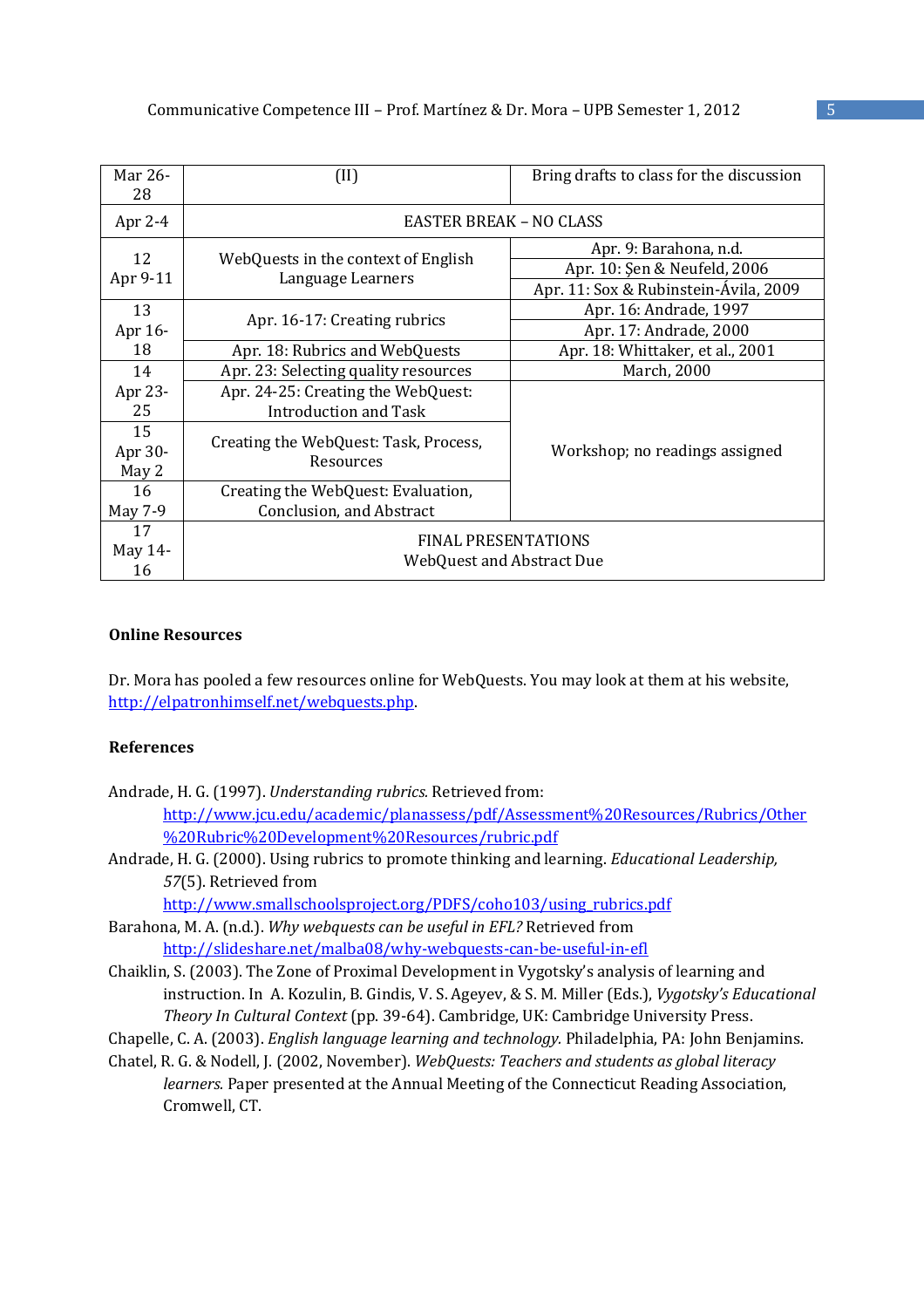| Mar 26-28 | (II) | Bring drafts to class for the discussion |
|---|---|---|
| Apr 2-4 | EASTER BREAK – NO CLASS | |
| 12<br>Apr 9-11 | WebQuests in the context of English Language Learners | Apr. 9: Barahona, n.d. |
| | | Apr. 10: Şen & Neufeld, 2006 |
| | | Apr. 11: Sox & Rubinstein-Ávila, 2009 |
| 13<br>Apr 16-18 | Apr. 16-17: Creating rubrics | Apr. 16: Andrade, 1997 |
| | | Apr. 17: Andrade, 2000 |
| | Apr. 18: Rubrics and WebQuests | Apr. 18: Whittaker, et al., 2001 |
| 14<br>Apr 23-25 | Apr. 23: Selecting quality resources | March, 2000 |
| | Apr. 24-25: Creating the WebQuest: Introduction and Task | Workshop; no readings assigned |
| 15<br>Apr 30-May 2 | Creating the WebQuest: Task, Process, Resources | |
| 16<br>May 7-9 | Creating the WebQuest: Evaluation, Conclusion, and Abstract | |
| 17<br>May 14-16 | FINAL PRESENTATIONS<br>WebQuest and Abstract Due | |

**Online Resources**

Dr. Mora has pooled a few resources online for WebQuests. You may look at them at his website, http://elpatronhimself.net/webquests.php.

**References**

Andrade, H. G. (1997). *Understanding rubrics.* Retrieved from: http://www.jcu.edu/academic/planassess/pdf/Assessment%20Resources/Rubrics/Other%20Rubric%20Development%20Resources/rubric.pdf

Andrade, H. G. (2000). Using rubrics to promote thinking and learning. *Educational Leadership, 57*(5). Retrieved from http://www.smallschoolsproject.org/PDFS/coho103/using_rubrics.pdf

Barahona, M. A. (n.d.). *Why webquests can be useful in EFL?* Retrieved from http://slideshare.net/malba08/why-webquests-can-be-useful-in-efl

Chaiklin, S. (2003). The Zone of Proximal Development in Vygotsky's analysis of learning and instruction. In A. Kozulin, B. Gindis, V. S. Ageyev, & S. M. Miller (Eds.), *Vygotsky's Educational Theory In Cultural Context* (pp. 39-64). Cambridge, UK: Cambridge University Press.

Chapelle, C. A. (2003). *English language learning and technology.* Philadelphia, PA: John Benjamins.

Chatel, R. G. & Nodell, J. (2002, November). *WebQuests: Teachers and students as global literacy learners.* Paper presented at the Annual Meeting of the Connecticut Reading Association, Cromwell, CT.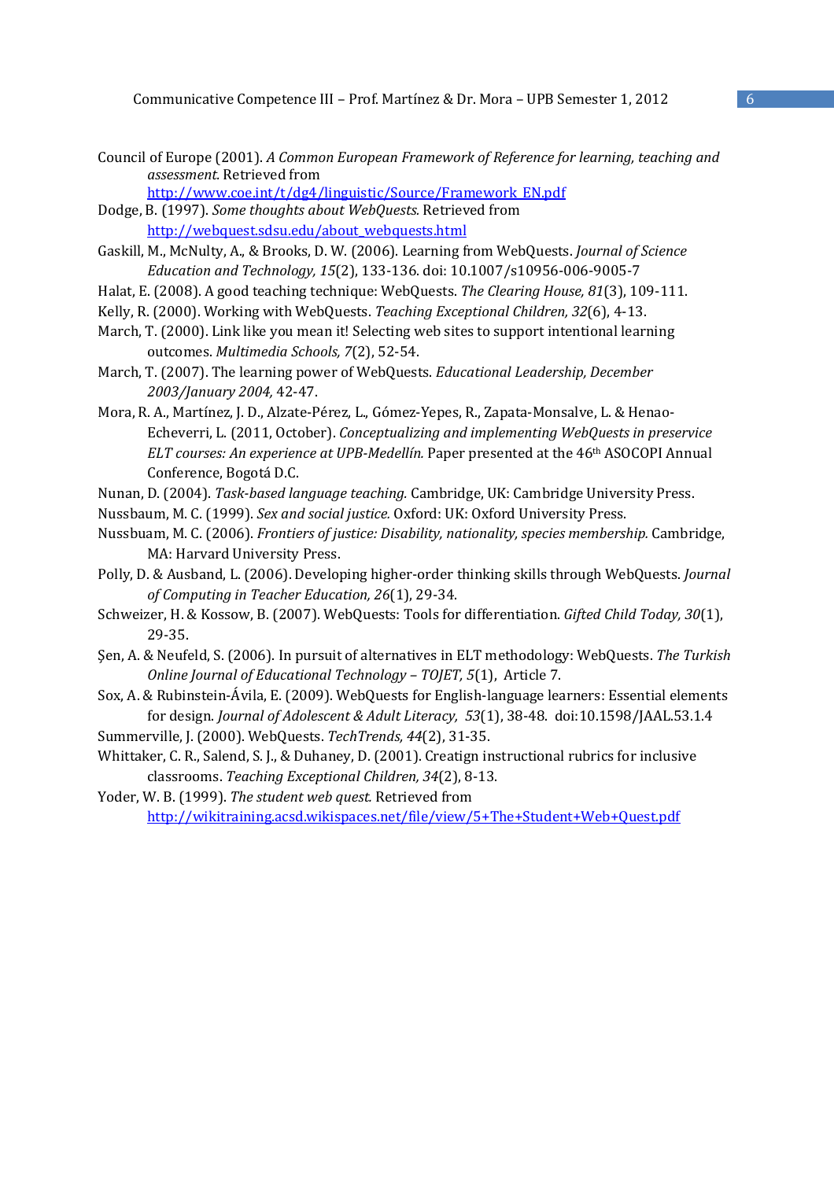Council of Europe (2001). *A Common European Framework of Reference for learning, teaching and assessment.* Retrieved from http://www.coe.int/t/dg4/linguistic/Source/Framework_EN.pdf

Dodge, B. (1997). *Some thoughts about WebQuests.* Retrieved from http://webquest.sdsu.edu/about_webquests.html

Gaskill, M., McNulty, A., & Brooks, D. W. (2006). Learning from WebQuests. *Journal of Science Education and Technology, 15*(2), 133-136. doi: 10.1007/s10956-006-9005-7

Halat, E. (2008). A good teaching technique: WebQuests. *The Clearing House, 81*(3), 109-111.

Kelly, R. (2000). Working with WebQuests. *Teaching Exceptional Children, 32*(6), 4-13.

March, T. (2000). Link like you mean it! Selecting web sites to support intentional learning outcomes. *Multimedia Schools, 7*(2), 52-54.

March, T. (2007). The learning power of WebQuests. *Educational Leadership, December 2003/January 2004,* 42-47.

Mora, R. A., Martínez, J. D., Alzate-Pérez, L., Gómez-Yepes, R., Zapata-Monsalve, L. & Henao-Echeverri, L. (2011, October). *Conceptualizing and implementing WebQuests in preservice ELT courses: An experience at UPB-Medellín.* Paper presented at the 46th ASOCOPI Annual Conference, Bogotá D.C.

Nunan, D. (2004). *Task-based language teaching.* Cambridge, UK: Cambridge University Press.

Nussbaum, M. C. (1999). *Sex and social justice.* Oxford: UK: Oxford University Press.

Nussbuam, M. C. (2006). *Frontiers of justice: Disability, nationality, species membership.* Cambridge, MA: Harvard University Press.

Polly, D. & Ausband, L. (2006). Developing higher-order thinking skills through WebQuests. *Journal of Computing in Teacher Education, 26*(1), 29-34.

Schweizer, H. & Kossow, B. (2007). WebQuests: Tools for differentiation. *Gifted Child Today, 30*(1), 29-35.

Şen, A. & Neufeld, S. (2006). In pursuit of alternatives in ELT methodology: WebQuests. *The Turkish Online Journal of Educational Technology – TOJET, 5*(1), Article 7.

Sox, A. & Rubinstein-Ávila, E. (2009). WebQuests for English-language learners: Essential elements for design. *Journal of Adolescent & Adult Literacy, 53*(1), 38-48. doi:10.1598/JAAL.53.1.4

Summerville, J. (2000). WebQuests. *TechTrends, 44*(2), 31-35.

Whittaker, C. R., Salend, S. J., & Duhaney, D. (2001). Creatign instructional rubrics for inclusive classrooms. *Teaching Exceptional Children, 34*(2), 8-13.

Yoder, W. B. (1999). *The student web quest.* Retrieved from http://wikitraining.acsd.wikispaces.net/file/view/5+The+Student+Web+Quest.pdf